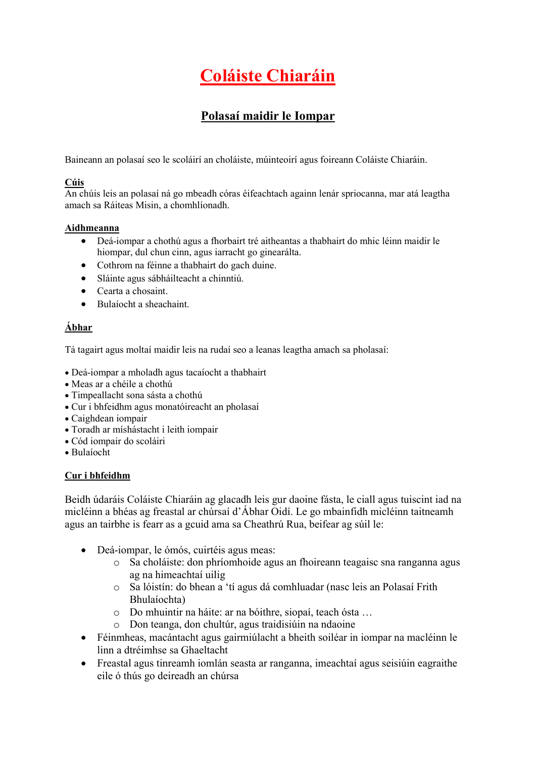# Coláiste Chiaráin

## Polasaí maidir le Iompar

Baineann an polasaí seo le scoláirí an choláiste, múinteoirí agus foireann Coláiste Chiaráin.

**Cúis**
An chúis leis an polasaí ná go mbeadh córas éifeachtach againn lenár spriocanna, mar atá leagtha amach sa Ráiteas Misin, a chomhlíonadh.

**Aidhmeanna**

- Deá-iompar a chothú agus a fhorbairt tré aitheantas a thabhairt do mhic léinn maidir le hiompar, dul chun cinn, agus iarracht go ginearálta.
- Cothrom na féinne a thabhairt do gach duine.
- Sláinte agus sábháilteacht a chinntiú.
- Cearta a chosaint.
- Bulaíocht a sheachaint.

**Ábhar**

Tá tagairt agus moltaí maidir leis na rudaí seo a leanas leagtha amach sa pholasaí:

- Deá-iompar a mholadh agus tacaíocht a thabhairt
- Meas ar a chéile a chothú
- Timpeallacht sona sásta a chothú
- Cur i bhfeidhm agus monatóireacht an pholasaí
- Caighdean iompair
- Toradh ar míshástacht i leith iompair
- Cód iompair do scoláiri
- Bulaíocht

**Cur i bhfeidhm**

Beidh údaráis Coláiste Chiaráin ag glacadh leis gur daoine fásta, le ciall agus tuiscint iad na micléinn a bhéas ag freastal ar chúrsaí d'Ábhar Oidí. Le go mbainfidh micléinn taitneamh agus an tairbhe is fearr as a gcuid ama sa Cheathrú Rua, beifear ag súil le:

- Deá-iompar, le ómós, cuirtéis agus meas:
  - Sa choláiste: don phríomhoide agus an fhoireann teagaisc sna ranganna agus ag na himeachtaí uilig
  - Sa lóistín: do bhean a 'tí agus dá comhluadar (nasc leis an Polasaí Frith Bhulaíochta)
  - Do mhuintir na háite: ar na bóithre, siopaí, teach ósta …
  - Don teanga, don chultúr, agus traidisiúin na ndaoine
- Féinmheas, macántacht agus gairmiúlacht a bheith soiléar in iompar na macléinn le linn a dtréimhse sa Ghaeltacht
- Freastal agus tinreamh iomlán seasta ar ranganna, imeachtaí agus seisiúin eagraithe eile ó thús go deireadh an chúrsa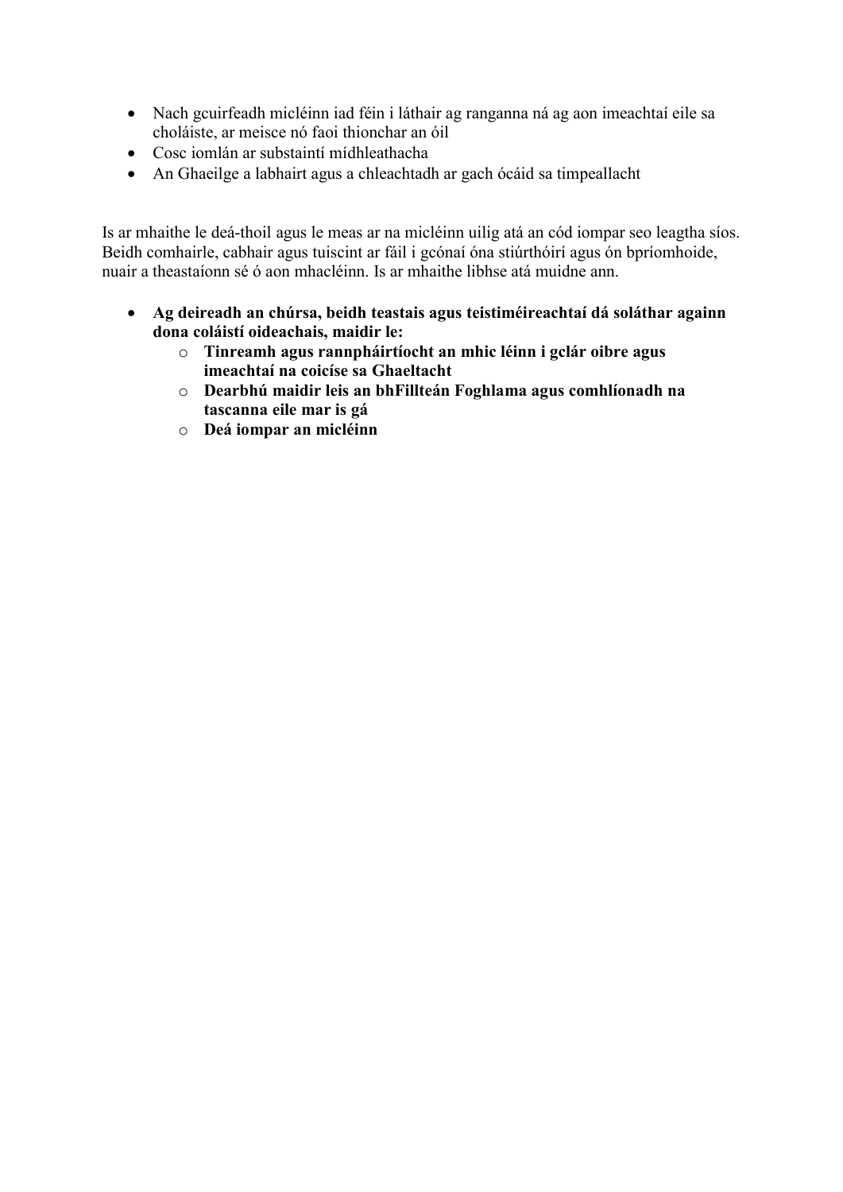- Nach gcuirfeadh micléinn iad féin i láthair ag ranganna ná ag aon imeachtaí eile sa choláiste, ar meisce nó faoi thionchar an óil
- Cosc iomlán ar substaintí mídhleathacha
- An Ghaeilge a labhairt agus a chleachtadh ar gach ócáid sa timpeallacht

Is ar mhaithe le deá-thoil agus le meas ar na micléinn uilig atá an cód iompar seo leagtha síos. Beidh comhairle, cabhair agus tuiscint ar fáil i gcónaí óna stiúrthóirí agus ón bpríomhoide, nuair a theastaíonn sé ó aon mhacléinn. Is ar mhaithe libhse atá muidne ann.

- **Ag deireadh an chúrsa, beidh teastais agus teistiméireachtaí dá soláthar againn dona coláistí oideachais, maidir le:**
  - **Tinreamh agus rannpháirtíocht an mhic léinn i gclár oibre agus imeachtaí na coicíse sa Ghaeltacht**
  - **Dearbhú maidir leis an bhFillteán Foghlama agus comhlíonadh na tascanna eile mar is gá**
  - **Deá iompar an micléinn**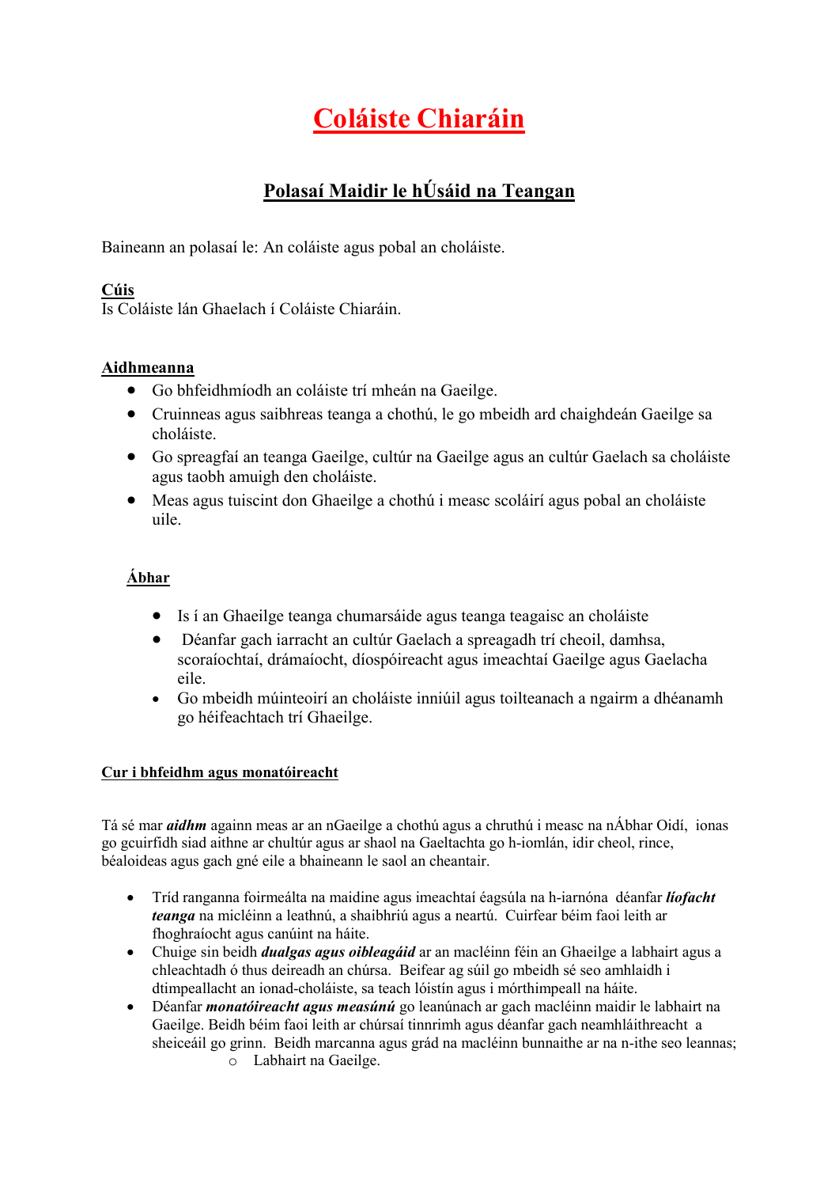# Coláiste Chiaráin

## Polasaí Maidir le hÚsáid na Teangan

Baineann an polasaí le: An coláiste agus pobal an choláiste.

**Cúis**

Is Coláiste lán Ghaelach í Coláiste Chiaráin.

**Aidhmeanna**

- Go bhfeidhmíodh an coláiste trí mheán na Gaeilge.
- Cruinneas agus saibhreas teanga a chothú, le go mbeidh ard chaighdeán Gaeilge sa choláiste.
- Go spreagfaí an teanga Gaeilge, cultúr na Gaeilge agus an cultúr Gaelach sa choláiste agus taobh amuigh den choláiste.
- Meas agus tuiscint don Ghaeilge a chothú i measc scoláirí agus pobal an choláiste uile.

**Ábhar**

- Is í an Ghaeilge teanga chumarsáide agus teanga teagaisc an choláiste
- Déanfar gach iarracht an cultúr Gaelach a spreagadh trí cheoil, damhsa, scoraíochtaí, drámaíocht, díospóireacht agus imeachtaí Gaeilge agus Gaelacha eile.
- Go mbeidh múinteoirí an choláiste inniúil agus toilteanach a ngairm a dhéanamh go héifeachtach trí Ghaeilge.

**Cur i bhfeidhm agus monatóireacht**

Tá sé mar ***aidhm*** againn meas ar an nGaeilge a chothú agus a chruthú i measc na nÁbhar Oidí, ionas go gcuirfidh siad aithne ar chultúr agus ar shaol na Gaeltachta go h-iomlán, idir cheol, rince, béaloideas agus gach gné eile a bhaineann le saol an cheantair.

- Tríd ranganna foirmeálta na maidine agus imeachtaí éagsúla na h-iarnóna déanfar ***líofacht teanga*** na micléinn a leathnú, a shaibhriú agus a neartú. Cuirfear béim faoi leith ar fhoghraíocht agus canúint na háite.
- Chuige sin beidh ***dualgas agus oibleagáid*** ar an macléinn féin an Ghaeilge a labhairt agus a chleachtadh ó thus deireadh an chúrsa. Beifear ag súil go mbeidh sé seo amhlaidh i dtimpeallacht an ionad-choláiste, sa teach lóistín agus i mórthimpeall na háite.
- Déanfar ***monatóireacht agus measúnú*** go leanúnach ar gach macléinn maidir le labhairt na Gaeilge. Beidh béim faoi leith ar chúrsaí tinnrimh agus déanfar gach neamhláithreacht a sheiceáil go grinn. Beidh marcanna agus grád na macléinn bunnaithe ar na n-ithe seo leannas;
    - Labhairt na Gaeilge.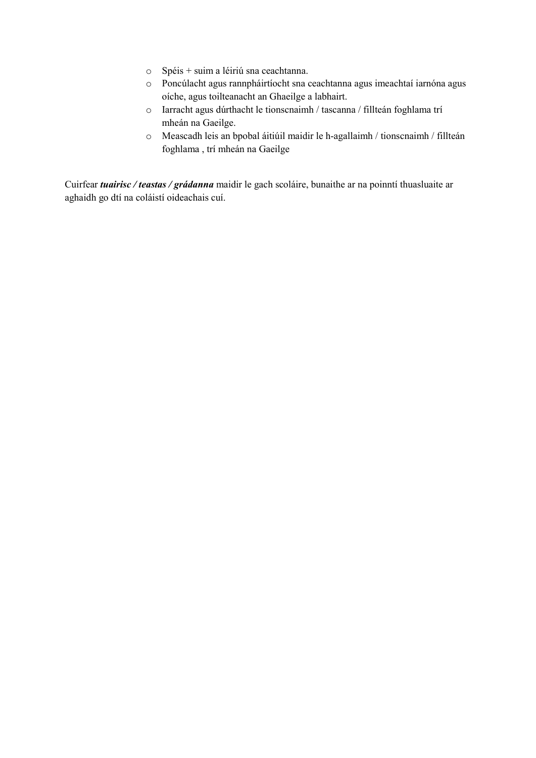- Spéis + suim a léiriú sna ceachtanna.
- Poncúlacht agus rannpháirtíocht sna ceachtanna agus imeachtaí iarnóna agus oíche, agus toilteanacht an Ghaeilge a labhairt.
- Iarracht agus dúrthacht le tionscnaimh / tascanna / fillteán foghlama trí mheán na Gaeilge.
- Meascadh leis an bpobal áitiúil maidir le h-agallaimh / tionscnaimh / fillteán foghlama , trí mheán na Gaeilge

Cuirfear ***tuairisc / teastas / grádanna*** maidir le gach scoláire, bunaithe ar na poinntí thuasluaite ar aghaidh go dtí na coláistí oideachais cuí.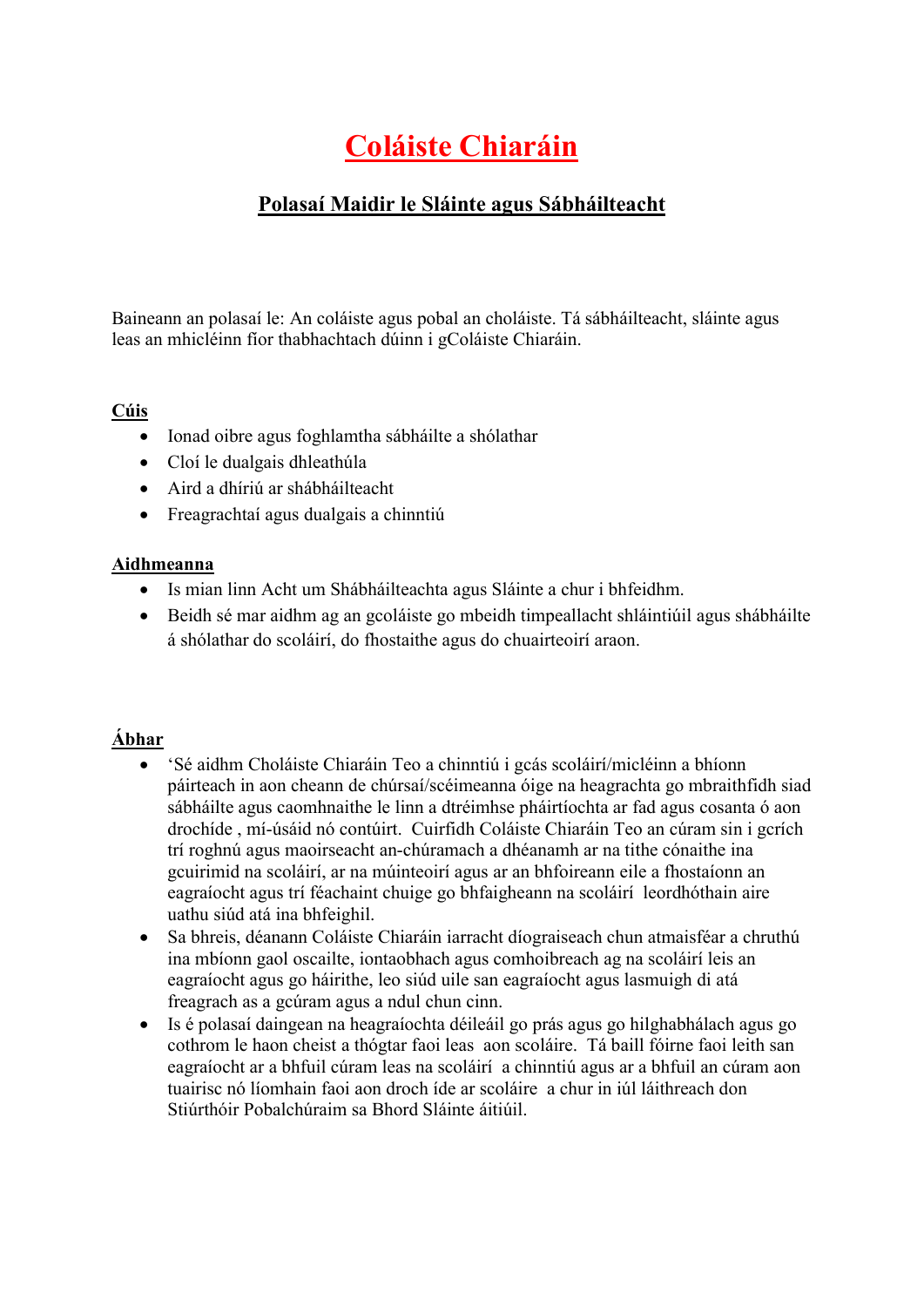// Coláiste Chiaráin

## Polasaí Maidir le Sláinte agus Sábháilteacht

Baineann an polasaí le: An coláiste agus pobal an choláiste. Tá sábháilteacht, sláinte agus leas an mhicléinn fíor thabhachtach dúinn i gColáiste Chiaráin.

**Cúis**

- Ionad oibre agus foghlamtha sábháilte a shólathar
- Cloí le dualgais dhleathúla
- Aird a dhíriú ar shábháilteacht
- Freagrachtaí agus dualgais a chinntiú

**Aidhmeanna**

- Is mian linn Acht um Shábháilteachta agus Sláinte a chur i bhfeidhm.
- Beidh sé mar aidhm ag an gcoláiste go mbeidh timpeallacht shláintiúil agus shábháilte á shólathar do scoláirí, do fhostaithe agus do chuairteoirí araon.

**Ábhar**

- 'Sé aidhm Choláiste Chiaráin Teo a chinntiú i gcás scoláirí/micléinn a bhíonn páirteach in aon cheann de chúrsaí/scéimeanna óige na heagrachta go mbraithfidh siad sábháilte agus caomhnaithe le linn a dtréimhse pháirtíochta ar fad agus cosanta ó aon drochíde , mí-úsáid nó contúirt. Cuirfidh Coláiste Chiaráin Teo an cúram sin i gcrích trí roghnú agus maoirseacht an-chúramach a dhéanamh ar na tithe cónaithe ina gcuirimid na scoláirí, ar na múinteoirí agus ar an bhfoireann eile a fhostaíonn an eagraíocht agus trí féachaint chuige go bhfaigheann na scoláirí leordhóthain aire uathu siúd atá ina bhfeighil.
- Sa bhreis, déanann Coláiste Chiaráin iarracht díograiseach chun atmaisféar a chruthú ina mbíonn gaol oscailte, iontaobhach agus comhoibreach ag na scoláirí leis an eagraíocht agus go háirithe, leo siúd uile san eagraíocht agus lasmuigh di atá freagrach as a gcúram agus a ndul chun cinn.
- Is é polasaí daingean na heagraíochta déileáil go prás agus go hilghabhálach agus go cothrom le haon cheist a thógtar faoi leas aon scoláire. Tá baill fóirne faoi leith san eagraíocht ar a bhfuil cúram leas na scoláirí a chinntiú agus ar a bhfuil an cúram aon tuairisc nó líomhain faoi aon droch íde ar scoláire a chur in iúl láithreach don Stiúrthóir Pobalchúraim sa Bhord Sláinte áitiúil.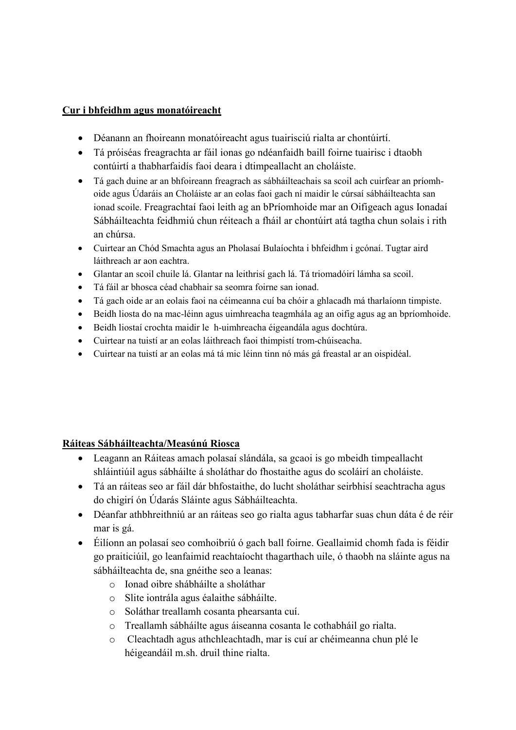**Cur i bhfeidhm agus monatóireacht**

- Déanann an fhoireann monatóireacht agus tuairisciú rialta ar chontúirtí.
- Tá próiséas freagrachta ar fáil ionas go ndéanfaidh baill foirne tuairisc i dtaobh contúirtí a thabharfaidís faoi deara i dtimpeallacht an choláiste.
- Tá gach duine ar an bhfoireann freagrach as sábháilteachais sa scoil ach cuirfear an príomh-oide agus Údaráis an Choláiste ar an eolas faoi gach ní maidir le cúrsaí sábháilteachta san ionad scoile. Freagrachtaí faoi leith ag an bPríomhoide mar an Oifigeach agus Ionadaí Sábháilteachta feidhmiú chun réiteach a fháil ar chontúirt atá tagtha chun solais i rith an chúrsa.
- Cuirtear an Chód Smachta agus an Pholasaí Bulaíochta i bhfeidhm i gcónaí. Tugtar aird láithreach ar aon eachtra.
- Glantar an scoil chuile lá. Glantar na leithrisí gach lá. Tá triomadóirí lámha sa scoil.
- Tá fáil ar bhosca céad chabhair sa seomra foirne san ionad.
- Tá gach oide ar an eolais faoi na céimeanna cuí ba chóir a ghlacadh má tharlaíonn timpiste.
- Beidh liosta do na mac-léinn agus uimhreacha teagmhála ag an oifig agus ag an bpríomhoide.
- Beidh liostaí crochta maidir le h-uimhreacha éigeandála agus dochtúra.
- Cuirtear na tuistí ar an eolas láithreach faoi thimpistí trom-chúiseacha.
- Cuirtear na tuistí ar an eolas má tá mic léinn tinn nó más gá freastal ar an oispidéal.

**Ráiteas Sábháilteachta/Measúnú Riosca**

- Leagann an Ráiteas amach polasaí slándála, sa gcaoi is go mbeidh timpeallacht shláintiúil agus sábháilte á sholáthar do fhostaithe agus do scoláirí an choláiste.
- Tá an ráiteas seo ar fáil dár bhfostaithe, do lucht sholáthar seirbhisí seachtracha agus do chigirí ón Údarás Sláinte agus Sábháilteachta.
- Déanfar athbhreithniú ar an ráiteas seo go rialta agus tabharfar suas chun dáta é de réir mar is gá.
- Éilíonn an polasaí seo comhoibriú ó gach ball foirne. Geallaimid chomh fada is féidir go praiticiúil, go leanfaimid reachtaíocht thagarthach uile, ó thaobh na sláinte agus na sábháilteachta de, sna gnéithe seo a leanas:
  - Ionad oibre shábháilte a sholáthar
  - Slite iontrála agus éalaithe sábháilte.
  - Soláthar treallamh cosanta phearsanta cuí.
  - Treallamh sábháilte agus áiseanna cosanta le cothabháil go rialta.
  - Cleachtadh agus athchleachtadh, mar is cuí ar chéimeanna chun plé le héigeandáil m.sh. druil thine rialta.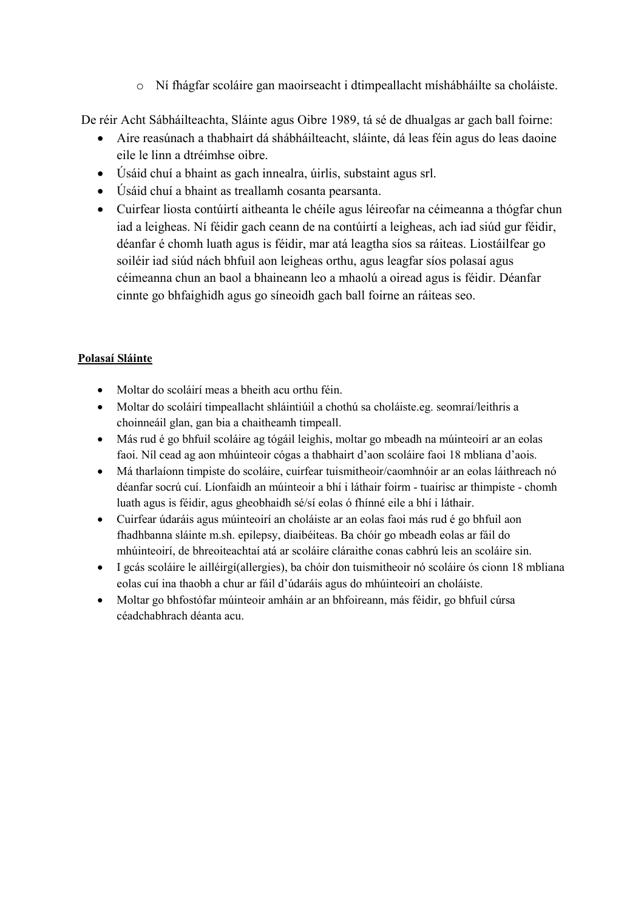- Ní fhágfar scoláire gan maoirseacht i dtimpeallacht míshábháilte sa choláiste.

De réir Acht Sábháilteachta, Sláinte agus Oibre 1989, tá sé de dhualgas ar gach ball foirne:

- Aire reasúnach a thabhairt dá shábháilteacht, sláinte, dá leas féin agus do leas daoine eile le linn a dtréimhse oibre.
- Úsáid chuí a bhaint as gach innealra, úirlis, substaint agus srl.
- Úsáid chuí a bhaint as treallamh cosanta pearsanta.
- Cuirfear liosta contúirtí aitheanta le chéile agus léireofar na céimeanna a thógfar chun iad a leigheas. Ní féidir gach ceann de na contúirtí a leigheas, ach iad siúd gur féidir, déanfar é chomh luath agus is féidir, mar atá leagtha síos sa ráiteas. Liostáilfear go soiléir iad siúd nách bhfuil aon leigheas orthu, agus leagfar síos polasaí agus céimeanna chun an baol a bhaineann leo a mhaolú a oiread agus is féidir. Déanfar cinnte go bhfaighidh agus go síneoidh gach ball foirne an ráiteas seo.

**<u>Polasaí Sláinte</u>**

- Moltar do scoláirí meas a bheith acu orthu féin.
- Moltar do scoláirí timpeallacht shláintiúil a chothú sa choláiste.eg. seomraí/leithris a choinneáil glan, gan bia a chaitheamh timpeall.
- Más rud é go bhfuil scoláire ag tógáil leighis, moltar go mbeadh na múinteoirí ar an eolas faoi. Níl cead ag aon mhúinteoir cógas a thabhairt d'aon scoláire faoi 18 mbliana d'aois.
- Má tharlaíonn timpiste do scoláire, cuirfear tuismitheoir/caomhnóir ar an eolas láithreach nó déanfar socrú cuí. Líonfaidh an múinteoir a bhí i láthair foirm - tuairisc ar thimpiste - chomh luath agus is féidir, agus gheobhaidh sé/sí eolas ó fhínné eile a bhí i láthair.
- Cuirfear údaráis agus múinteoirí an choláiste ar an eolas faoi más rud é go bhfuil aon fhadhbanna sláinte m.sh. epilepsy, diaibéiteas. Ba chóir go mbeadh eolas ar fáil do mhúinteoirí, de bhreoiteachtaí atá ar scoláire cláraithe conas cabhrú leis an scoláire sin.
- I gcás scoláire le ailléirgí(allergies), ba chóir don tuismitheoir nó scoláire ós cionn 18 mbliana eolas cuí ina thaobh a chur ar fáil d'údaráis agus do mhúinteoirí an choláiste.
- Moltar go bhfostófar múinteoir amháin ar an bhfoireann, más féidir, go bhfuil cúrsa céadchabhrach déanta acu.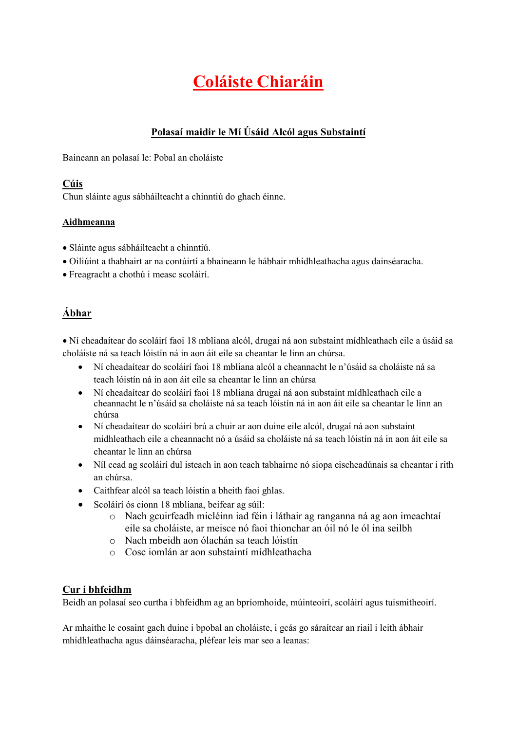# Coláiste Chiaráin

## Polasaí maidir le Mí Úsáid Alcól agus Substaintí

Baineann an polasaí le: Pobal an choláiste

### Cúis

Chun sláinte agus sábháilteacht a chinntiú do ghach éinne.

### Aidhmeanna

- Sláinte agus sábháilteacht a chinntiú.
- Oiliúint a thabhairt ar na contúirtí a bhaineann le hábhair mhídhleathacha agus dainséaracha.
- Freagracht a chothú i measc scoláirí.

### Ábhar

- Ní cheadaítear do scoláirí faoi 18 mbliana alcól, drugaí ná aon substaint mídhleathach eile a úsáid sa choláiste ná sa teach lóistín ná in aon áit eile sa cheantar le linn an chúrsa.
    - Ní cheadaítear do scoláirí faoi 18 mbliana alcól a cheannacht le n'úsáid sa choláiste ná sa teach lóistín ná in aon áit eile sa cheantar le linn an chúrsa
    - Ní cheadaítear do scoláirí faoi 18 mbliana drugaí ná aon substaint mídhleathach eile a cheannacht le n'úsáid sa choláiste ná sa teach lóistín ná in aon áit eile sa cheantar le linn an chúrsa
    - Ní cheadaítear do scoláirí brú a chuir ar aon duine eile alcól, drugaí ná aon substaint mídhleathach eile a cheannacht nó a úsáid sa choláiste ná sa teach lóistín ná in aon áit eile sa cheantar le linn an chúrsa
    - Níl cead ag scoláirí dul isteach in aon teach tabhairne nó siopa eischeadúnais sa cheantar i rith an chúrsa.
    - Caithfear alcól sa teach lóistín a bheith faoi ghlas.
    - Scoláirí ós cionn 18 mbliana, beifear ag súil:
        - Nach gcuirfeadh micléinn iad féin i láthair ag ranganna ná ag aon imeachtaí eile sa choláiste, ar meisce nó faoi thionchar an óil nó le ól ina seilbh
        - Nach mbeidh aon ólachán sa teach lóistín
        - Cosc iomlán ar aon substaintí mídhleathacha

### Cur i bhfeidhm

Beidh an polasaí seo curtha i bhfeidhm ag an bpríomhoide, múinteoirí, scoláirí agus tuismitheoirí.

Ar mhaithe le cosaint gach duine i bpobal an choláiste, i gcás go sáraítear an riail i leith ábhair mhídhleathacha agus dáinséaracha, pléfear leis mar seo a leanas: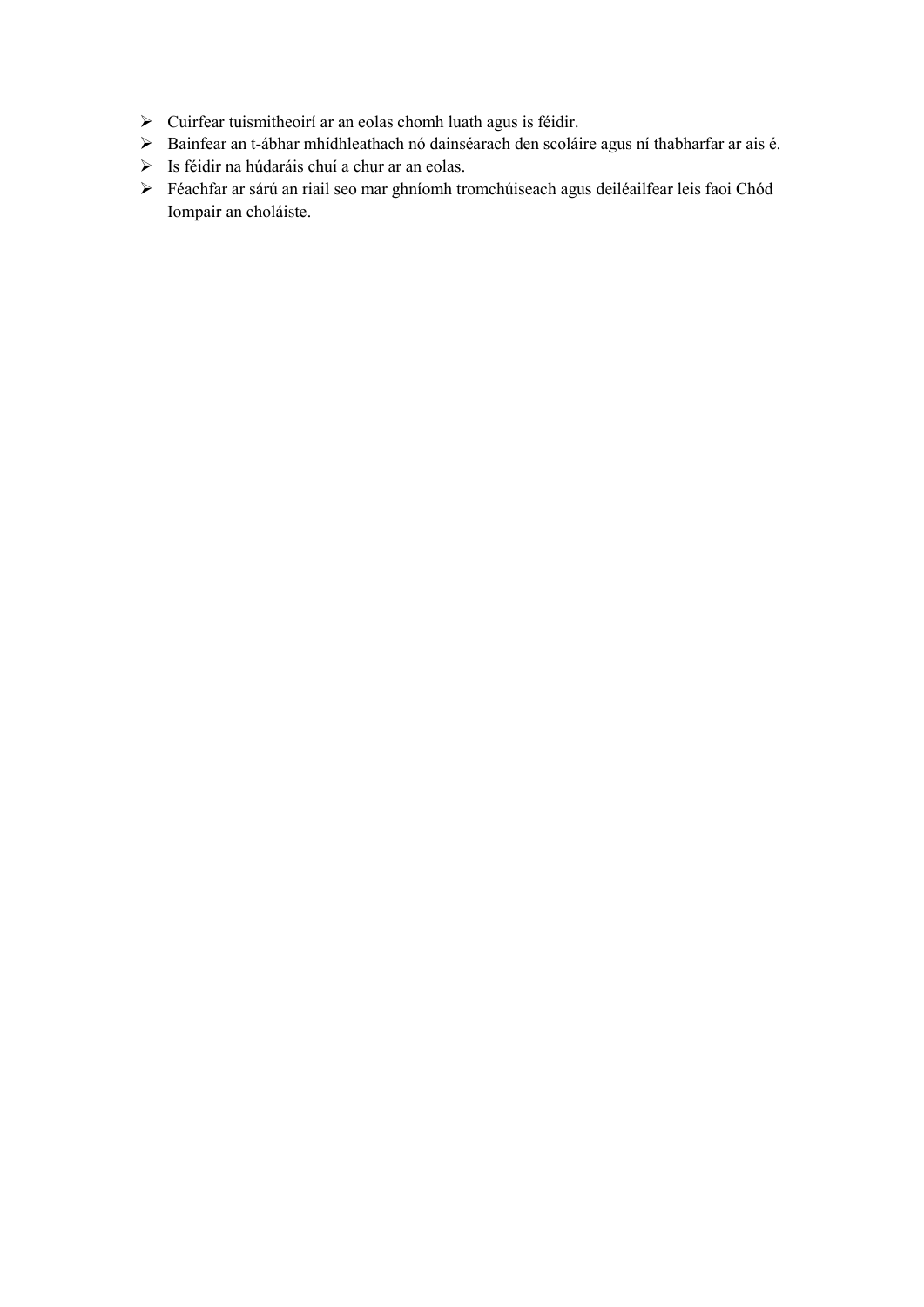- Cuirfear tuismitheoirí ar an eolas chomh luath agus is féidir.
- Bainfear an t-ábhar mhídhleathach nó dainséarach den scoláire agus ní thabharfar ar ais é.
- Is féidir na húdaráis chuí a chur ar an eolas.
- Féachfar ar sárú an riail seo mar ghníomh tromchúiseach agus deiléailfear leis faoi Chód Iompair an choláiste.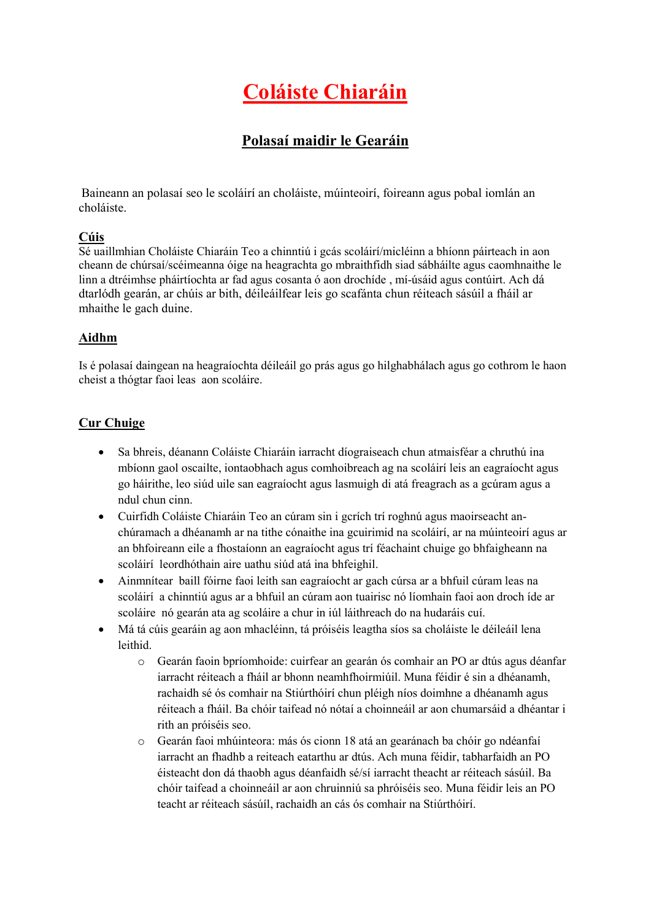# Coláiste Chiaráin

## Polasaí maidir le Gearáin

Baineann an polasaí seo le scoláirí an choláiste, múinteoirí, foireann agus pobal iomlán an choláiste.

**Cúis**

Sé uaillmhian Choláiste Chiaráin Teo a chinntiú i gcás scoláirí/micléinn a bhíonn páirteach in aon cheann de chúrsaí/scéimeanna óige na heagrachta go mbraithfidh siad sábháilte agus caomhnaithe le linn a dtréimhse pháirtíochta ar fad agus cosanta ó aon drochíde , mí-úsáid agus contúirt. Ach dá dtarlódh gearán, ar chúis ar bith, déileáilfear leis go scafánta chun réiteach sásúil a fháil ar mhaithe le gach duine.

**Aidhm**

Is é polasaí daingean na heagraíochta déileáil go prás agus go hilghabhálach agus go cothrom le haon cheist a thógtar faoi leas aon scoláire.

**Cur Chuige**

- Sa bhreis, déanann Coláiste Chiaráin iarracht díograiseach chun atmaisféar a chruthú ina mbíonn gaol oscailte, iontaobhach agus comhoibreach ag na scoláirí leis an eagraíocht agus go háirithe, leo siúd uile san eagraíocht agus lasmuigh di atá freagrach as a gcúram agus a ndul chun cinn.
- Cuirfidh Coláiste Chiaráin Teo an cúram sin i gcrích trí roghnú agus maoirseacht an-chúramach a dhéanamh ar na tithe cónaithe ina gcuirimid na scoláirí, ar na múinteoirí agus ar an bhfoireann eile a fhostaíonn an eagraíocht agus trí féachaint chuige go bhfaigheann na scoláirí leordhóthain aire uathu siúd atá ina bhfeighil.
- Ainmnítear baill fóirne faoi leith san eagraíocht ar gach cúrsa ar a bhfuil cúram leas na scoláirí a chinntiú agus ar a bhfuil an cúram aon tuairisc nó líomhain faoi aon droch íde ar scoláire nó gearán ata ag scoláire a chur in iúl láithreach do na hudaráis cuí.
- Má tá cúis gearáin ag aon mhacléinn, tá próiséis leagtha síos sa choláiste le déileáil lena leithid.
    - Gearán faoin bpríomhoide: cuirfear an gearán ós comhair an PO ar dtús agus déanfar iarracht réiteach a fháil ar bhonn neamhfhoirmiúil. Muna féidir é sin a dhéanamh, rachaidh sé ós comhair na Stiúrthóirí chun pléigh níos doimhne a dhéanamh agus réiteach a fháil. Ba chóir taifead nó nótaí a choinneáil ar aon chumarsáid a dhéantar i rith an próiséis seo.
    - Gearán faoi mhúinteora: más ós cionn 18 atá an gearánach ba chóir go ndéanfaí iarracht an fhadhb a reiteach eatarthu ar dtús. Ach muna féidir, tabharfaidh an PO éisteacht don dá thaobh agus déanfaidh sé/sí iarracht theacht ar réiteach sásúil. Ba chóir taifead a choinneáil ar aon chruinniú sa phróiséis seo. Muna féidir leis an PO teacht ar réiteach sásúil, rachaidh an cás ós comhair na Stiúrthóirí.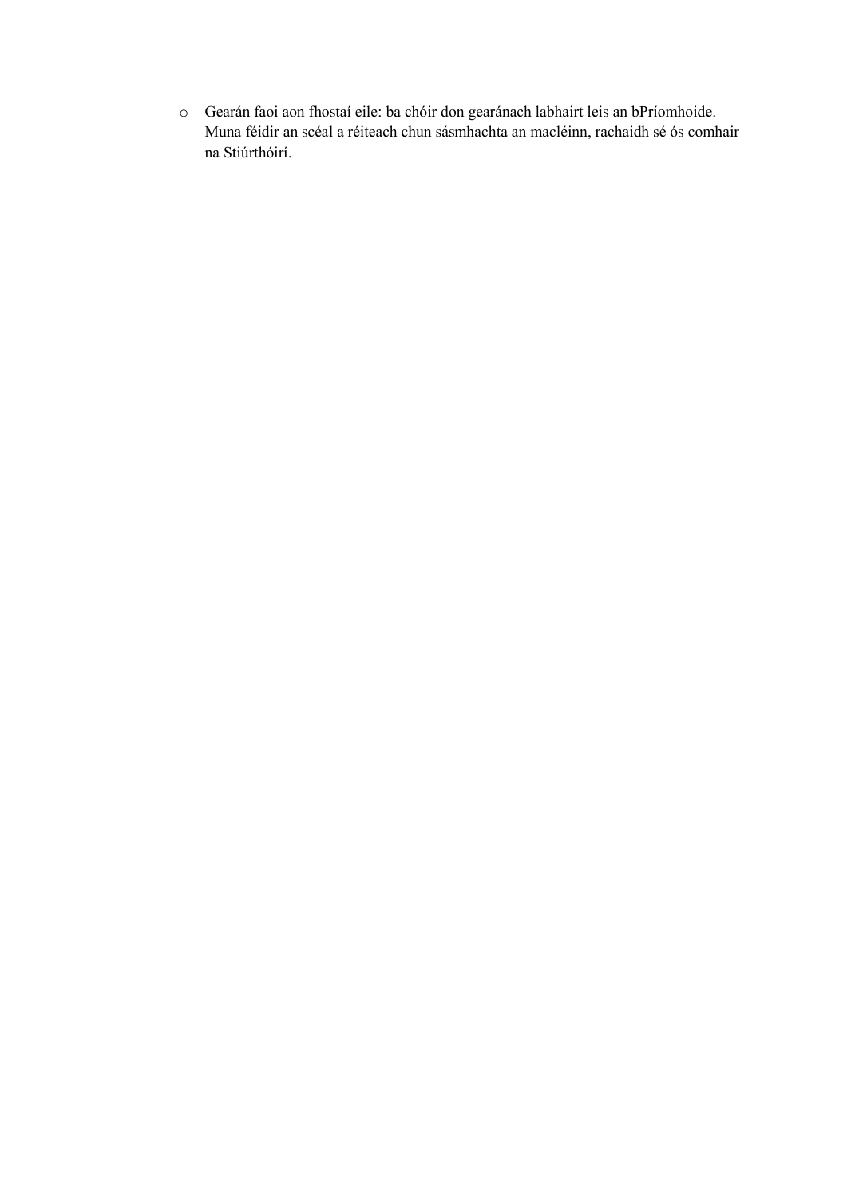- Gearán faoi aon fhostaí eile: ba chóir don gearánach labhairt leis an bPríomhoide. Muna féidir an scéal a réiteach chun sásmhachta an macléinn, rachaidh sé ós comhair na Stiúrthóirí.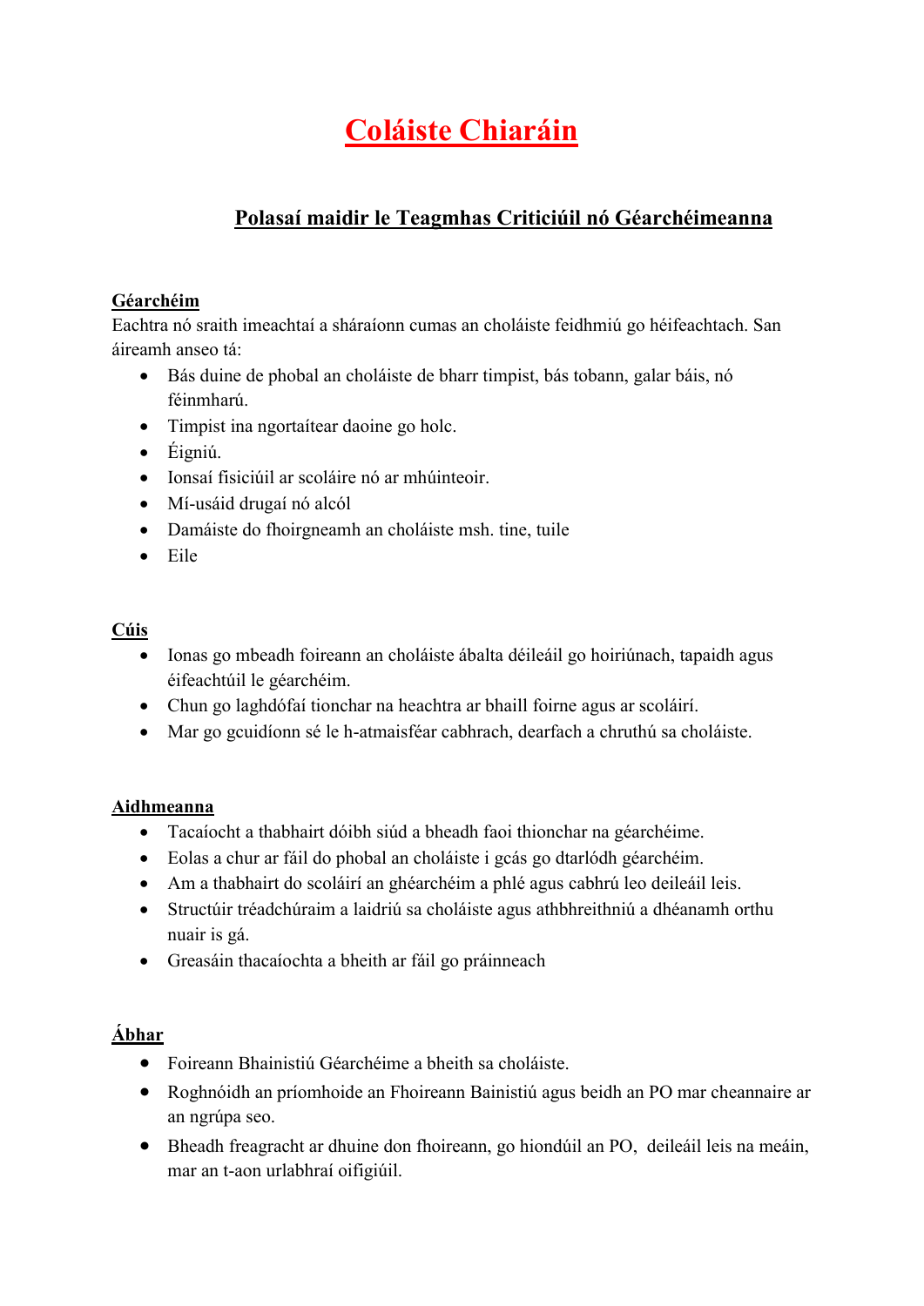# Coláiste Chiaráin

## Polasaí maidir le Teagmhas Criticiúil nó Géarchéimeanna

**Géarchéim**

Eachtra nó sraith imeachtaí a sháraíonn cumas an choláiste feidhmiú go héifeachtach. San áireamh anseo tá:

- Bás duine de phobal an choláiste de bharr timpist, bás tobann, galar báis, nó féinmharú.
- Timpist ina ngortaítear daoine go holc.
- Éigniú.
- Ionsaí fisiciúil ar scoláire nó ar mhúinteoir.
- Mí-usáid drugaí nó alcól
- Damáiste do fhoirgneamh an choláiste msh. tine, tuile
- Eile

**Cúis**

- Ionas go mbeadh foireann an choláiste ábalta déileáil go hoiriúnach, tapaidh agus éifeachtúil le géarchéim.
- Chun go laghdófaí tionchar na heachtra ar bhaill foirne agus ar scoláirí.
- Mar go gcuidíonn sé le h-atmaisféar cabhrach, dearfach a chruthú sa choláiste.

**Aidhmeanna**

- Tacaíocht a thabhairt dóibh siúd a bheadh faoi thionchar na géarchéime.
- Eolas a chur ar fáil do phobal an choláiste i gcás go dtarlódh géarchéim.
- Am a thabhairt do scoláirí an ghéarchéim a phlé agus cabhrú leo deileáil leis.
- Structúir tréadchúraim a laidriú sa choláiste agus athbhreithniú a dhéanamh orthu nuair is gá.
- Greasáin thacaíochta a bheith ar fáil go práinneach

**Ábhar**

- Foireann Bhainistiú Géarchéime a bheith sa choláiste.
- Roghnóidh an príomhoide an Fhoireann Bainistiú agus beidh an PO mar cheannaire ar an ngrúpa seo.
- Bheadh freagracht ar dhuine don fhoireann, go hiondúil an PO, deileáil leis na meáin, mar an t-aon urlabhraí oifigiúil.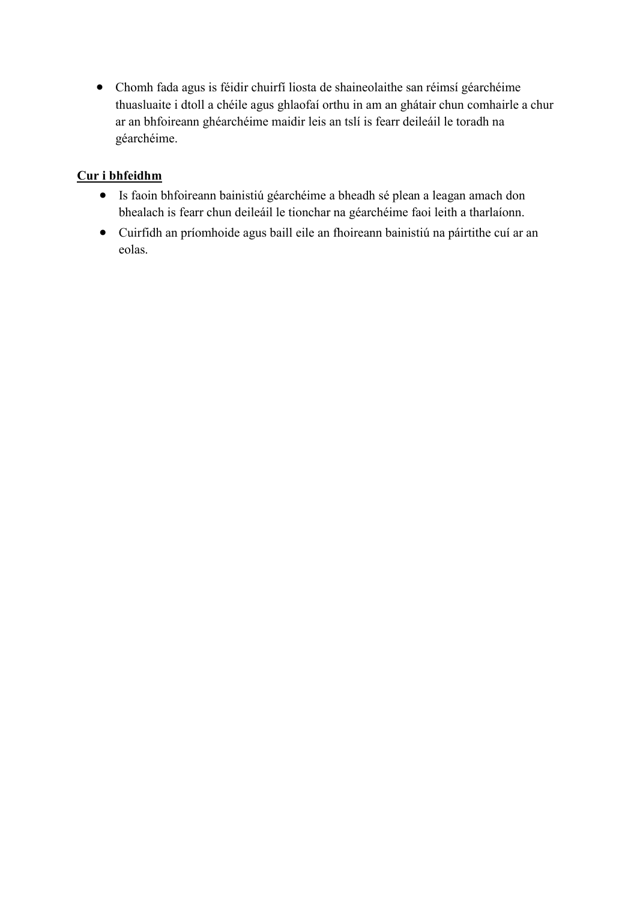- Chomh fada agus is féidir chuirfí liosta de shaineolaithe san réimsí géarchéime thuasluaite i dtoll a chéile agus ghlaofaí orthu in am an ghátair chun comhairle a chur ar an bhfoireann ghéarchéime maidir leis an tslí is fearr deileáil le toradh na géarchéime.

**Cur i bhfeidhm**

- Is faoin bhfoireann bainistiú géarchéime a bheadh sé plean a leagan amach don bhealach is fearr chun deileáil le tionchar na géarchéime faoi leith a tharlaíonn.
- Cuirfidh an príomhoide agus baill eile an fhoireann bainistiú na páirtithe cuí ar an eolas.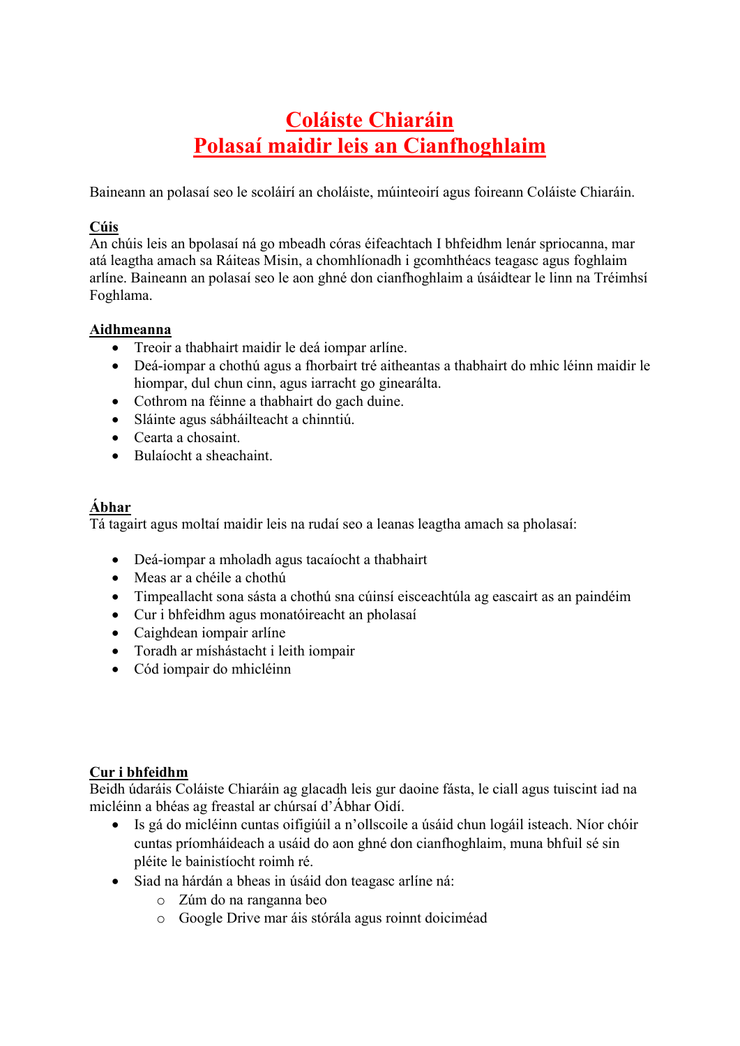# Coláiste Chiaráin
# Polasaí maidir leis an Cianfhoghlaim

Baineann an polasaí seo le scoláirí an choláiste, múinteoirí agus foireann Coláiste Chiaráin.

**Cúis**

An chúis leis an bpolasaí ná go mbeadh córas éifeachtach I bhfeidhm lenár spriocanna, mar atá leagtha amach sa Ráiteas Misin, a chomhlíonadh i gcomhthéacs teagasc agus foghlaim arlíne. Baineann an polasaí seo le aon ghné don cianfhoghlaim a úsáidtear le linn na Tréimhsí Foghlama.

**Aidhmeanna**

- Treoir a thabhairt maidir le deá iompar arlíne.
- Deá-iompar a chothú agus a fhorbairt tré aitheantas a thabhairt do mhic léinn maidir le hiompar, dul chun cinn, agus iarracht go ginearálta.
- Cothrom na féinne a thabhairt do gach duine.
- Sláinte agus sábháilteacht a chinntiú.
- Cearta a chosaint.
- Bulaíocht a sheachaint.

**Ábhar**

Tá tagairt agus moltaí maidir leis na rudaí seo a leanas leagtha amach sa pholasaí:

- Deá-iompar a mholadh agus tacaíocht a thabhairt
- Meas ar a chéile a chothú
- Timpeallacht sona sásta a chothú sna cúinsí eisceachtúla ag eascairt as an paindéim
- Cur i bhfeidhm agus monatóireacht an pholasaí
- Caighdean iompair arlíne
- Toradh ar míshástacht i leith iompair
- Cód iompair do mhicléinn

**Cur i bhfeidhm**

Beidh údaráis Coláiste Chiaráin ag glacadh leis gur daoine fásta, le ciall agus tuiscint iad na micléinn a bhéas ag freastal ar chúrsaí d'Ábhar Oidí.

- Is gá do micléinn cuntas oifigiúil a n'ollscoile a úsáid chun logáil isteach. Níor chóir cuntas príomháideach a usáid do aon ghné don cianfhoghlaim, muna bhfuil sé sin pléite le bainistíocht roimh ré.
- Siad na hárdán a bheas in úsáid don teagasc arlíne ná:
  - Zúm do na ranganna beo
  - Google Drive mar áis stórála agus roinnt doiciméad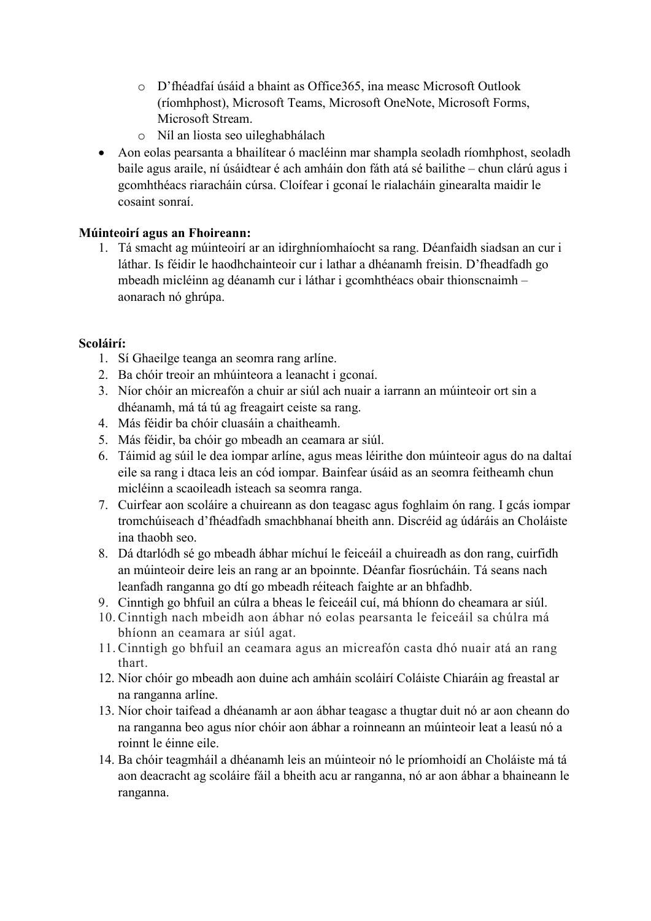- D'fhéadfaí úsáid a bhaint as Office365, ina measc Microsoft Outlook (ríomhphost), Microsoft Teams, Microsoft OneNote, Microsoft Forms, Microsoft Stream.
  - Níl an liosta seo uileghabhálach
- Aon eolas pearsanta a bhailítear ó macléinn mar shampla seoladh ríomhphost, seoladh baile agus araile, ní úsáidtear é ach amháin don fáth atá sé bailithe – chun clárú agus i gcomhthéacs riaracháin cúrsa. Cloífear i gconaí le rialacháin ginearalta maidir le cosaint sonraí.

**Múinteoirí agus an Fhoireann:**

1. Tá smacht ag múinteoirí ar an idirghníomhaíocht sa rang. Déanfaidh siadsan an cur i láthar. Is féidir le haodhchainteoir cur i lathar a dhéanamh freisin. D'fheadfadh go mbeadh micléinn ag déanamh cur i láthar i gcomhthéacs obair thionscnaimh – aonarach nó ghrúpa.

**Scoláirí:**

1. Sí Ghaeilge teanga an seomra rang arlíne.
2. Ba chóir treoir an mhúinteora a leanacht i gconaí.
3. Níor chóir an micreafón a chuir ar siúl ach nuair a iarrann an múinteoir ort sin a dhéanamh, má tá tú ag freagairt ceiste sa rang.
4. Más féidir ba chóir cluasáin a chaitheamh.
5. Más féidir, ba chóir go mbeadh an ceamara ar siúl.
6. Táimid ag súil le dea iompar arlíne, agus meas léirithe don múinteoir agus do na daltaí eile sa rang i dtaca leis an cód iompar. Bainfear úsáid as an seomra feitheamh chun micléinn a scaoileadh isteach sa seomra ranga.
7. Cuirfear aon scoláire a chuireann as don teagasc agus foghlaim ón rang. I gcás iompar tromchúiseach d'fhéadfadh smachbhanaí bheith ann. Discréid ag údaráis an Choláiste ina thaobh seo.
8. Dá dtarlódh sé go mbeadh ábhar míchuí le feiceáil a chuireadh as don rang, cuirfidh an múinteoir deire leis an rang ar an bpoinnte. Déanfar fiosrúcháin. Tá seans nach leanfadh ranganna go dtí go mbeadh réiteach faighte ar an bhfadhb.
9. Cinntigh go bhfuil an cúlra a bheas le feiceáil cuí, má bhíonn do cheamara ar siúl.
10. Cinntigh nach mbeidh aon ábhar nó eolas pearsanta le feiceáil sa chúlra má bhíonn an ceamara ar siúl agat.
11. Cinntigh go bhfuil an ceamara agus an micreafón casta dhó nuair atá an rang thart.
12. Níor chóir go mbeadh aon duine ach amháin scoláirí Coláiste Chiaráin ag freastal ar na ranganna arlíne.
13. Níor choir taifead a dhéanamh ar aon ábhar teagasc a thugtar duit nó ar aon cheann do na ranganna beo agus níor chóir aon ábhar a roinneann an múinteoir leat a leasú nó a roinnt le éinne eile.
14. Ba chóir teagmháil a dhéanamh leis an múinteoir nó le príomhoidí an Choláiste má tá aon deacracht ag scoláire fáil a bheith acu ar ranganna, nó ar aon ábhar a bhaineann le ranganna.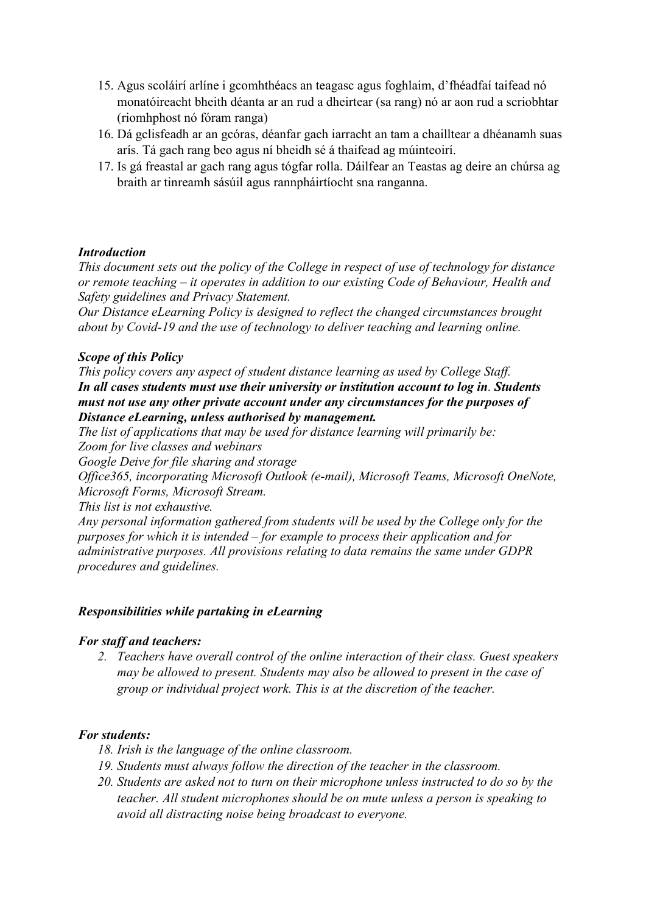15. Agus scoláirí arlíne i gcomhthéacs an teagasc agus foghlaim, d'fhéadfaí taifead nó monatóireacht bheith déanta ar an rud a dheirtear (sa rang) nó ar aon rud a scriobhtar (riomhphost nó fóram ranga)
16. Dá gclisfeadh ar an gcóras, déanfar gach iarracht an tam a chailltear a dhéanamh suas arís. Tá gach rang beo agus ní bheidh sé á thaifead ag múinteoirí.
17. Is gá freastal ar gach rang agus tógfar rolla. Dáilfear an Teastas ag deire an chúrsa ag braith ar tinreamh sásúil agus rannpháirtíocht sna ranganna.

***Introduction***

*This document sets out the policy of the College in respect of use of technology for distance or remote teaching – it operates in addition to our existing Code of Behaviour, Health and Safety guidelines and Privacy Statement.*

*Our Distance eLearning Policy is designed to reflect the changed circumstances brought about by Covid-19 and the use of technology to deliver teaching and learning online.*

***Scope of this Policy***

*This policy covers any aspect of student distance learning as used by College Staff.* ***In all cases students must use their university or institution account to log in. Students must not use any other private account under any circumstances for the purposes of Distance eLearning, unless authorised by management.***

*The list of applications that may be used for distance learning will primarily be:*

*Zoom for live classes and webinars*

*Google Deive for file sharing and storage*

*Office365, incorporating Microsoft Outlook (e-mail), Microsoft Teams, Microsoft OneNote, Microsoft Forms, Microsoft Stream.*

*This list is not exhaustive.*

*Any personal information gathered from students will be used by the College only for the purposes for which it is intended – for example to process their application and for administrative purposes. All provisions relating to data remains the same under GDPR procedures and guidelines.*

***Responsibilities while partaking in eLearning***

***For staff and teachers:***

2. *Teachers have overall control of the online interaction of their class. Guest speakers may be allowed to present. Students may also be allowed to present in the case of group or individual project work. This is at the discretion of the teacher.*

***For students:***

18. *Irish is the language of the online classroom.*
19. *Students must always follow the direction of the teacher in the classroom.*
20. *Students are asked not to turn on their microphone unless instructed to do so by the teacher. All student microphones should be on mute unless a person is speaking to avoid all distracting noise being broadcast to everyone.*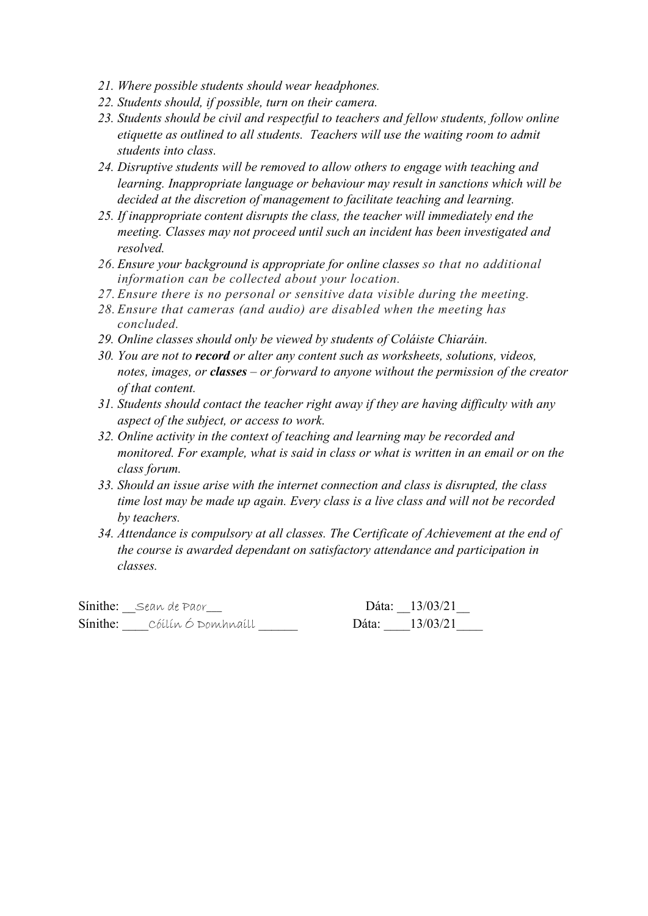21. *Where possible students should wear headphones.*
22. *Students should, if possible, turn on their camera.*
23. *Students should be civil and respectful to teachers and fellow students, follow online etiquette as outlined to all students. Teachers will use the waiting room to admit students into class.*
24. *Disruptive students will be removed to allow others to engage with teaching and learning. Inappropriate language or behaviour may result in sanctions which will be decided at the discretion of management to facilitate teaching and learning.*
25. *If inappropriate content disrupts the class, the teacher will immediately end the meeting. Classes may not proceed until such an incident has been investigated and resolved.*
26. *Ensure your background is appropriate for online classes so that no additional information can be collected about your location.*
27. *Ensure there is no personal or sensitive data visible during the meeting.*
28. *Ensure that cameras (and audio) are disabled when the meeting has concluded.*
29. *Online classes should only be viewed by students of Coláiste Chiaráin.*
30. *You are not to **record** or alter any content such as worksheets, solutions, videos, notes, images, or **classes** – or forward to anyone without the permission of the creator of that content.*
31. *Students should contact the teacher right away if they are having difficulty with any aspect of the subject, or access to work.*
32. *Online activity in the context of teaching and learning may be recorded and monitored. For example, what is said in class or what is written in an email or on the class forum.*
33. *Should an issue arise with the internet connection and class is disrupted, the class time lost may be made up again. Every class is a live class and will not be recorded by teachers.*
34. *Attendance is compulsory at all classes. The Certificate of Achievement at the end of the course is awarded dependant on satisfactory attendance and participation in classes.*

Sínithe: __Sean de Paor__ Dáta: __13/03/21__

Sínithe: ____Cóilín Ó Domhnaill ______ Dáta: ____13/03/21____